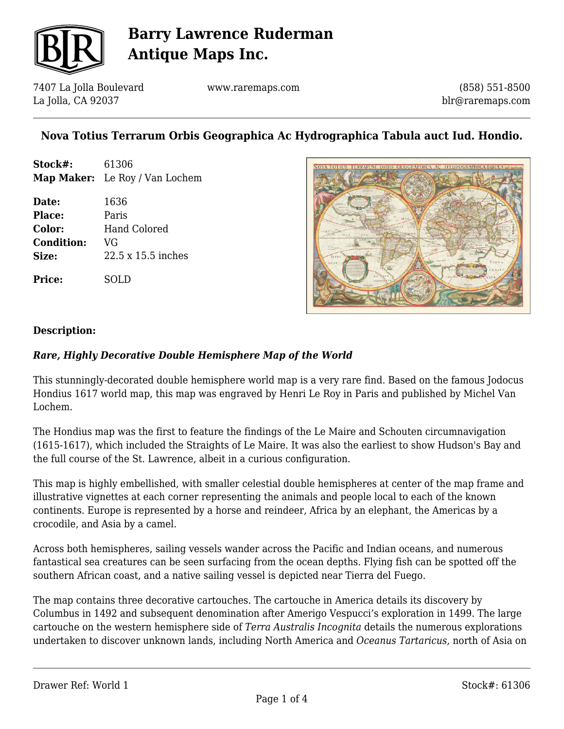# Barry Lawrence Ruderman Antique Maps Inc.

7407 La Jolla Boulevard
La Jolla, CA 92037

www.raremaps.com

(858) 551-8500
blr@raremaps.com

## Nova Totius Terrarum Orbis Geographica Ac Hydrographica Tabula auct Iud. Hondio.

| | |
|---|---|
| **Stock#:** | 61306 |
| **Map Maker:** | Le Roy / Van Lochem |
| **Date:** | 1636 |
| **Place:** | Paris |
| **Color:** | Hand Colored |
| **Condition:** | VG |
| **Size:** | 22.5 x 15.5 inches |
| **Price:** | SOLD |

### Description:

***Rare, Highly Decorative Double Hemisphere Map of the World***

This stunningly-decorated double hemisphere world map is a very rare find. Based on the famous Jodocus Hondius 1617 world map, this map was engraved by Henri Le Roy in Paris and published by Michel Van Lochem.

The Hondius map was the first to feature the findings of the Le Maire and Schouten circumnavigation (1615-1617), which included the Straights of Le Maire. It was also the earliest to show Hudson's Bay and the full course of the St. Lawrence, albeit in a curious configuration.

This map is highly embellished, with smaller celestial double hemispheres at center of the map frame and illustrative vignettes at each corner representing the animals and people local to each of the known continents. Europe is represented by a horse and reindeer, Africa by an elephant, the Americas by a crocodile, and Asia by a camel.

Across both hemispheres, sailing vessels wander across the Pacific and Indian oceans, and numerous fantastical sea creatures can be seen surfacing from the ocean depths. Flying fish can be spotted off the southern African coast, and a native sailing vessel is depicted near Tierra del Fuego.

The map contains three decorative cartouches. The cartouche in America details its discovery by Columbus in 1492 and subsequent denomination after Amerigo Vespucci's exploration in 1499. The large cartouche on the western hemisphere side of *Terra Australis Incognita* details the numerous explorations undertaken to discover unknown lands, including North America and *Oceanus Tartaricus,* north of Asia on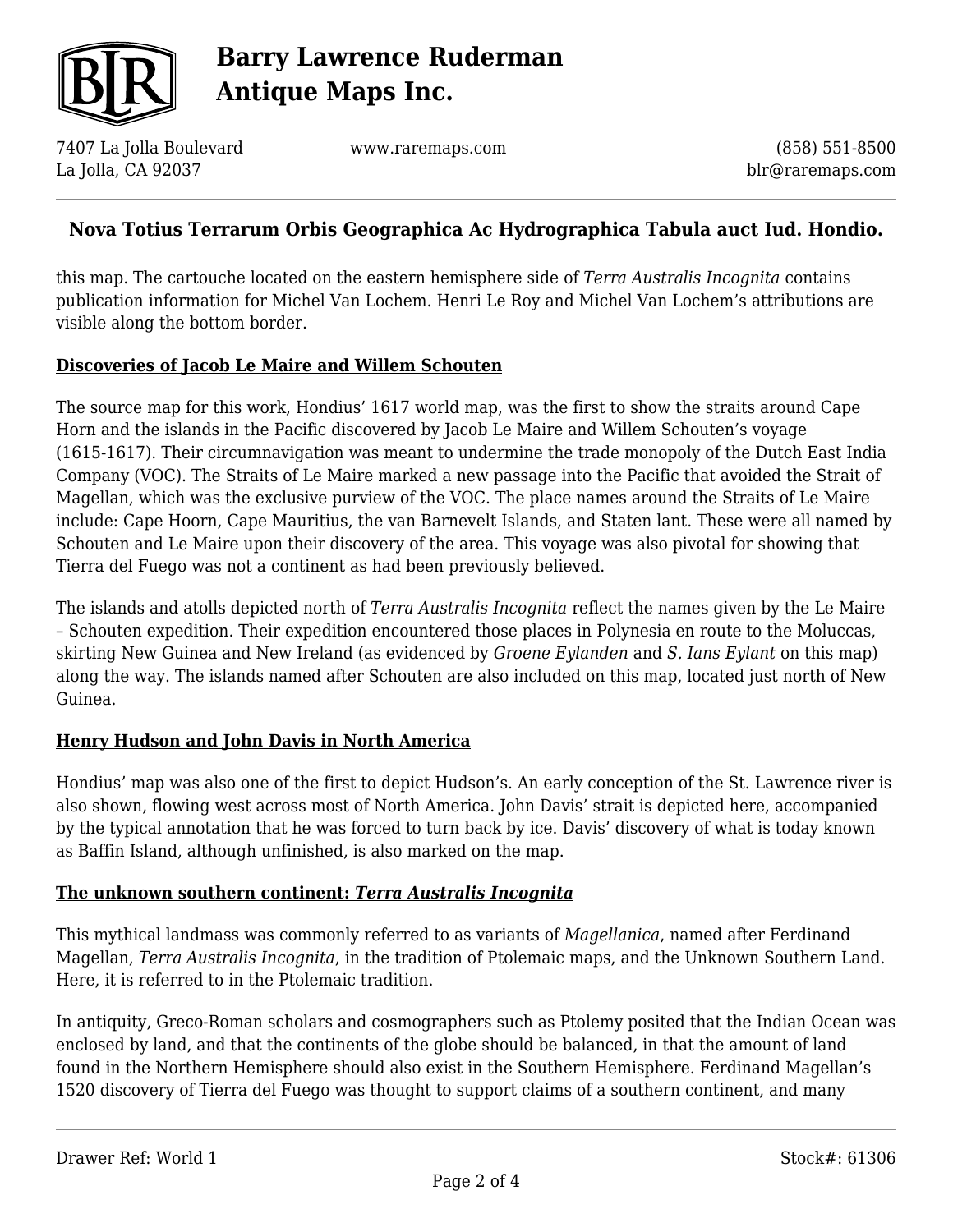this map. The cartouche located on the eastern hemisphere side of *Terra Australis Incognita* contains publication information for Michel Van Lochem. Henri Le Roy and Michel Van Lochem's attributions are visible along the bottom border.

## Discoveries of Jacob Le Maire and Willem Schouten

The source map for this work, Hondius' 1617 world map, was the first to show the straits around Cape Horn and the islands in the Pacific discovered by Jacob Le Maire and Willem Schouten's voyage (1615-1617). Their circumnavigation was meant to undermine the trade monopoly of the Dutch East India Company (VOC). The Straits of Le Maire marked a new passage into the Pacific that avoided the Strait of Magellan, which was the exclusive purview of the VOC. The place names around the Straits of Le Maire include: Cape Hoorn, Cape Mauritius, the van Barnevelt Islands, and Staten lant. These were all named by Schouten and Le Maire upon their discovery of the area. This voyage was also pivotal for showing that Tierra del Fuego was not a continent as had been previously believed.

The islands and atolls depicted north of *Terra Australis Incognita* reflect the names given by the Le Maire – Schouten expedition. Their expedition encountered those places in Polynesia en route to the Moluccas, skirting New Guinea and New Ireland (as evidenced by *Groene Eylanden* and *S. Ians Eylant* on this map) along the way. The islands named after Schouten are also included on this map, located just north of New Guinea.

## Henry Hudson and John Davis in North America

Hondius' map was also one of the first to depict Hudson's. An early conception of the St. Lawrence river is also shown, flowing west across most of North America. John Davis' strait is depicted here, accompanied by the typical annotation that he was forced to turn back by ice. Davis' discovery of what is today known as Baffin Island, although unfinished, is also marked on the map.

## The unknown southern continent: *Terra Australis Incognita*

This mythical landmass was commonly referred to as variants of *Magellanica*, named after Ferdinand Magellan, *Terra Australis Incognita*, in the tradition of Ptolemaic maps, and the Unknown Southern Land. Here, it is referred to in the Ptolemaic tradition.

In antiquity, Greco-Roman scholars and cosmographers such as Ptolemy posited that the Indian Ocean was enclosed by land, and that the continents of the globe should be balanced, in that the amount of land found in the Northern Hemisphere should also exist in the Southern Hemisphere. Ferdinand Magellan's 1520 discovery of Tierra del Fuego was thought to support claims of a southern continent, and many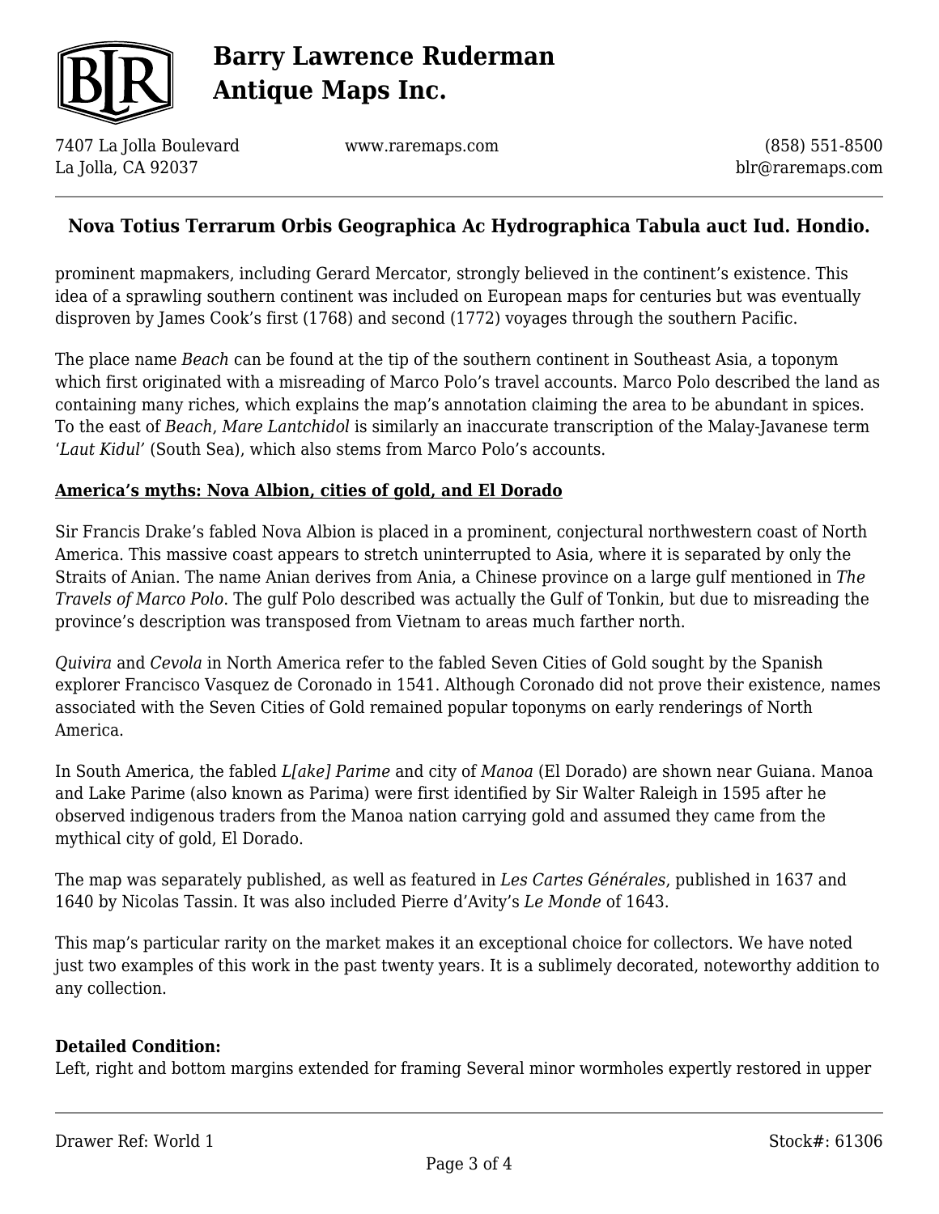prominent mapmakers, including Gerard Mercator, strongly believed in the continent's existence. This idea of a sprawling southern continent was included on European maps for centuries but was eventually disproven by James Cook's first (1768) and second (1772) voyages through the southern Pacific.

The place name *Beach* can be found at the tip of the southern continent in Southeast Asia, a toponym which first originated with a misreading of Marco Polo's travel accounts. Marco Polo described the land as containing many riches, which explains the map's annotation claiming the area to be abundant in spices. To the east of *Beach*, *Mare Lantchidol* is similarly an inaccurate transcription of the Malay-Javanese term '*Laut Kidul*' (South Sea), which also stems from Marco Polo's accounts.

**America's myths: Nova Albion, cities of gold, and El Dorado**

Sir Francis Drake's fabled Nova Albion is placed in a prominent, conjectural northwestern coast of North America. This massive coast appears to stretch uninterrupted to Asia, where it is separated by only the Straits of Anian. The name Anian derives from Ania, a Chinese province on a large gulf mentioned in *The Travels of Marco Polo*. The gulf Polo described was actually the Gulf of Tonkin, but due to misreading the province's description was transposed from Vietnam to areas much farther north.

*Quivira* and *Cevola* in North America refer to the fabled Seven Cities of Gold sought by the Spanish explorer Francisco Vasquez de Coronado in 1541. Although Coronado did not prove their existence, names associated with the Seven Cities of Gold remained popular toponyms on early renderings of North America.

In South America, the fabled *L[ake] Parime* and city of *Manoa* (El Dorado) are shown near Guiana. Manoa and Lake Parime (also known as Parima) were first identified by Sir Walter Raleigh in 1595 after he observed indigenous traders from the Manoa nation carrying gold and assumed they came from the mythical city of gold, El Dorado.

The map was separately published, as well as featured in *Les Cartes Générales*, published in 1637 and 1640 by Nicolas Tassin. It was also included Pierre d'Avity's *Le Monde* of 1643.

This map's particular rarity on the market makes it an exceptional choice for collectors. We have noted just two examples of this work in the past twenty years. It is a sublimely decorated, noteworthy addition to any collection.

**Detailed Condition:**

Left, right and bottom margins extended for framing Several minor wormholes expertly restored in upper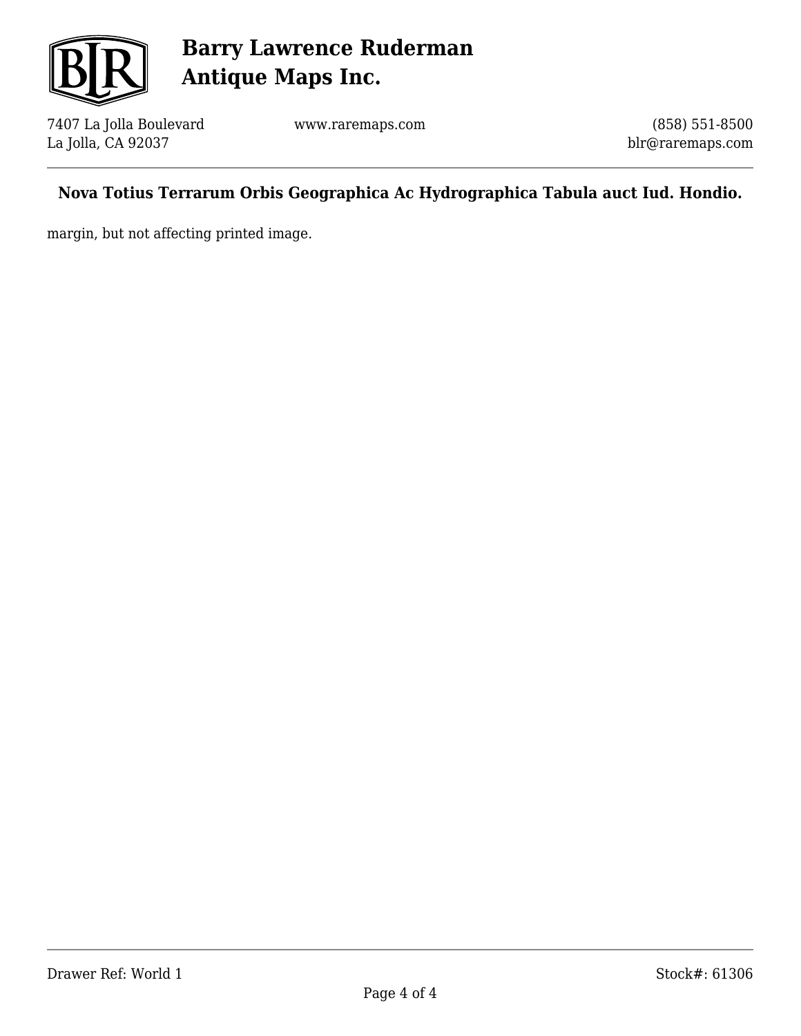margin, but not affecting printed image.